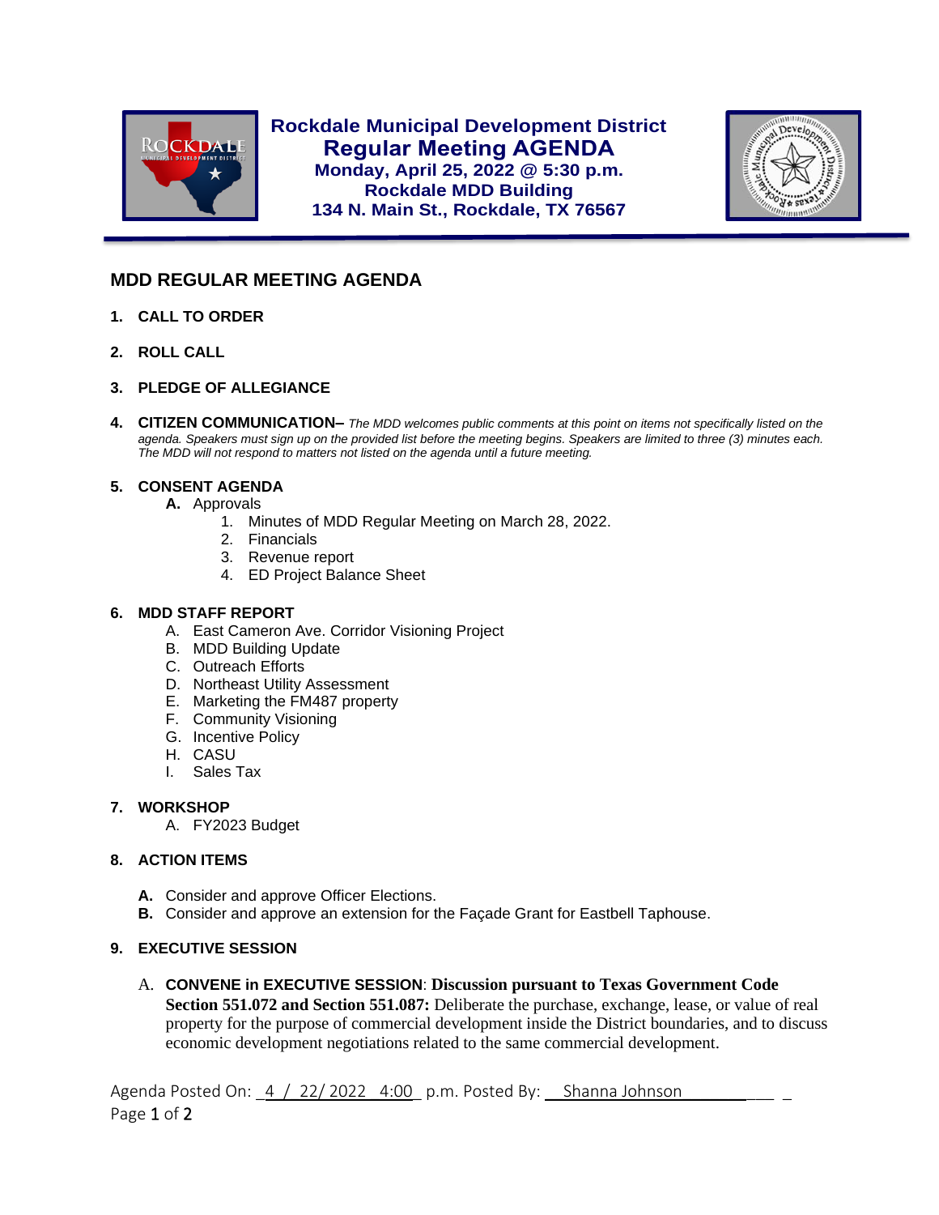# Rockdale Municipal Development District

## Regular Meeting AGENDA

**Monday, April 25, 2022 @ 5:30 p.m.**
**Rockdale MDD Building**
**134 N. Main St., Rockdale, TX 76567**

## MDD REGULAR MEETING AGENDA

1. **CALL TO ORDER**

2. **ROLL CALL**

3. **PLEDGE OF ALLEGIANCE**

4. **CITIZEN COMMUNICATION–** *The MDD welcomes public comments at this point on items not specifically listed on the agenda. Speakers must sign up on the provided list before the meeting begins. Speakers are limited to three (3) minutes each. The MDD will not respond to matters not listed on the agenda until a future meeting.*

5. **CONSENT AGENDA**
   - **A.** Approvals
     1. Minutes of MDD Regular Meeting on March 28, 2022.
     2. Financials
     3. Revenue report
     4. ED Project Balance Sheet

6. **MDD STAFF REPORT**
   - A. East Cameron Ave. Corridor Visioning Project
   - B. MDD Building Update
   - C. Outreach Efforts
   - D. Northeast Utility Assessment
   - E. Marketing the FM487 property
   - F. Community Visioning
   - G. Incentive Policy
   - H. CASU
   - I. Sales Tax

7. **WORKSHOP**
   - A. FY2023 Budget

8. **ACTION ITEMS**
   - **A.** Consider and approve Officer Elections.
   - **B.** Consider and approve an extension for the Façade Grant for Eastbell Taphouse.

9. **EXECUTIVE SESSION**
   - A. **CONVENE in EXECUTIVE SESSION**: **Discussion pursuant to Texas Government Code Section 551.072 and Section 551.087:** Deliberate the purchase, exchange, lease, or value of real property for the purpose of commercial development inside the District boundaries, and to discuss economic development negotiations related to the same commercial development.

Agenda Posted On: 4 / 22/ 2022 4:00 p.m. Posted By: Shanna Johnson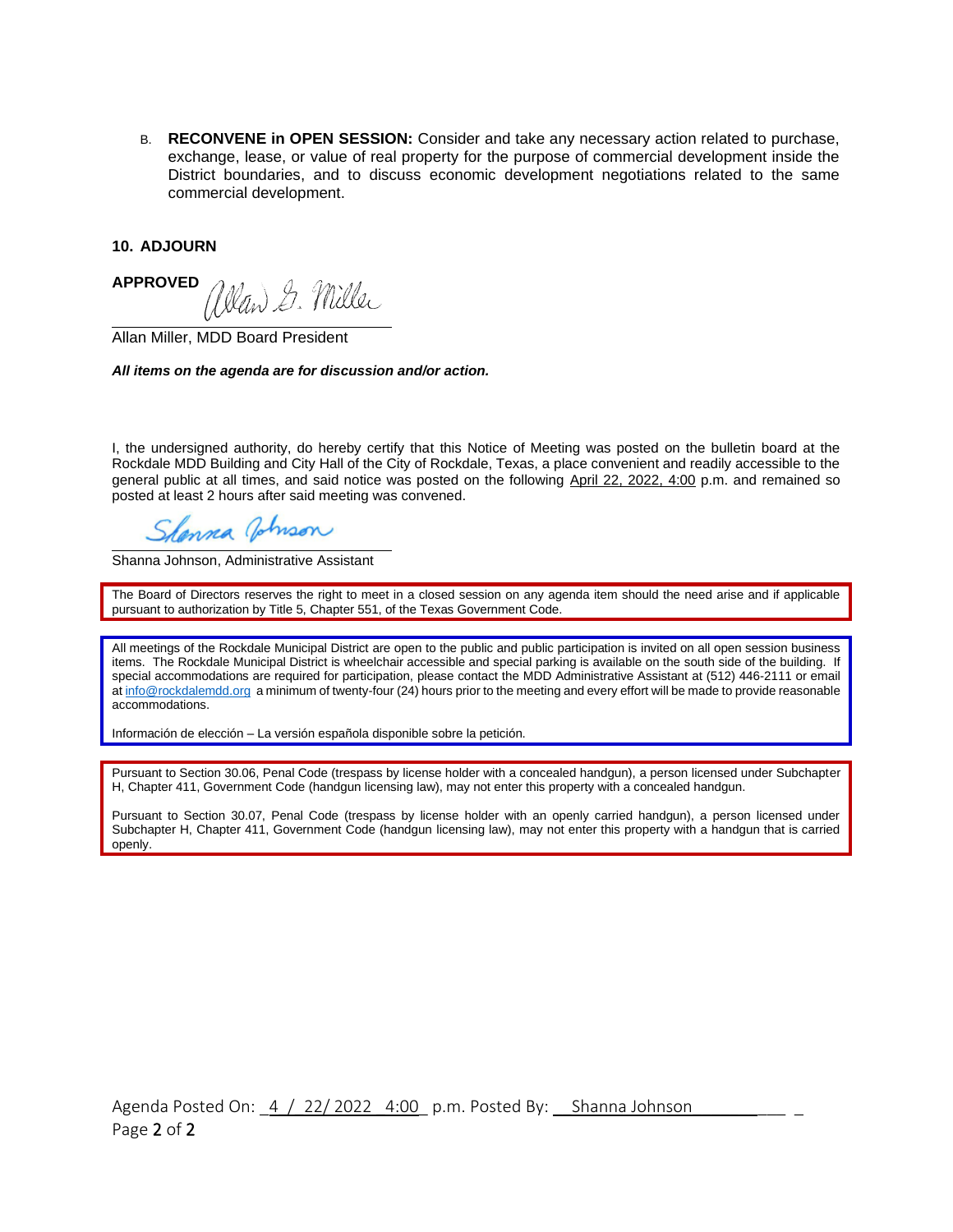B. **RECONVENE in OPEN SESSION:** Consider and take any necessary action related to purchase, exchange, lease, or value of real property for the purpose of commercial development inside the District boundaries, and to discuss economic development negotiations related to the same commercial development.

**10. ADJOURN**

**APPROVED** Allan G. Miller

Allan Miller, MDD Board President

***All items on the agenda are for discussion and/or action.***

I, the undersigned authority, do hereby certify that this Notice of Meeting was posted on the bulletin board at the Rockdale MDD Building and City Hall of the City of Rockdale, Texas, a place convenient and readily accessible to the general public at all times, and said notice was posted on the following April 22, 2022, 4:00 p.m. and remained so posted at least 2 hours after said meeting was convened.

Shanna Johnson

Shanna Johnson, Administrative Assistant

The Board of Directors reserves the right to meet in a closed session on any agenda item should the need arise and if applicable pursuant to authorization by Title 5, Chapter 551, of the Texas Government Code.

All meetings of the Rockdale Municipal District are open to the public and public participation is invited on all open session business items. The Rockdale Municipal District is wheelchair accessible and special parking is available on the south side of the building. If special accommodations are required for participation, please contact the MDD Administrative Assistant at (512) 446-2111 or email at info@rockdalemdd.org a minimum of twenty-four (24) hours prior to the meeting and every effort will be made to provide reasonable accommodations.

Información de elección – La versión española disponible sobre la petición.

Pursuant to Section 30.06, Penal Code (trespass by license holder with a concealed handgun), a person licensed under Subchapter H, Chapter 411, Government Code (handgun licensing law), may not enter this property with a concealed handgun.

Pursuant to Section 30.07, Penal Code (trespass by license holder with an openly carried handgun), a person licensed under Subchapter H, Chapter 411, Government Code (handgun licensing law), may not enter this property with a handgun that is carried openly.

Agenda Posted On: 4 / 22/ 2022 4:00 p.m. Posted By: Shanna Johnson